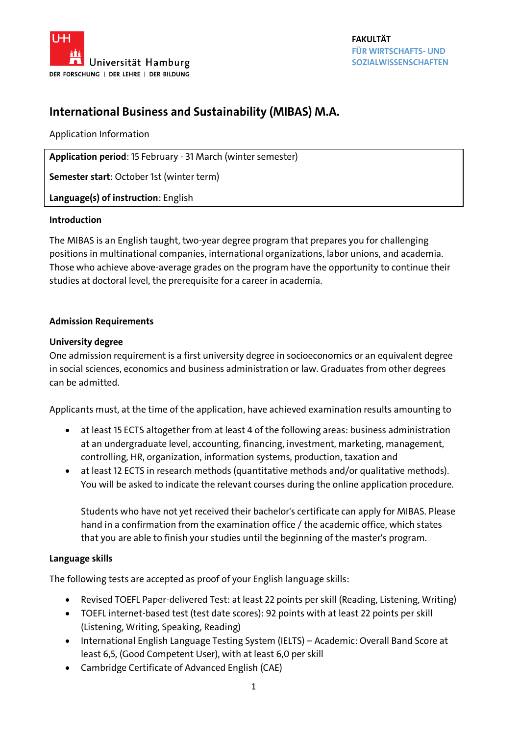Universität Hamburg
DER FORSCHUNG | DER LEHRE | DER BILDUNG

**FAKULTÄT FÜR WIRTSCHAFTS- UND SOZIALWISSENSCHAFTEN**

# International Business and Sustainability (MIBAS) M.A.

Application Information

**Application period**: 15 February - 31 March (winter semester)

**Semester start**: October 1st (winter term)

**Language(s) of instruction**: English

### Introduction

The MIBAS is an English taught, two-year degree program that prepares you for challenging positions in multinational companies, international organizations, labor unions, and academia. Those who achieve above-average grades on the program have the opportunity to continue their studies at doctoral level, the prerequisite for a career in academia.

## Admission Requirements

### University degree

One admission requirement is a first university degree in socioeconomics or an equivalent degree in social sciences, economics and business administration or law. Graduates from other degrees can be admitted.

Applicants must, at the time of the application, have achieved examination results amounting to

- at least 15 ECTS altogether from at least 4 of the following areas: business administration at an undergraduate level, accounting, financing, investment, marketing, management, controlling, HR, organization, information systems, production, taxation and
- at least 12 ECTS in research methods (quantitative methods and/or qualitative methods). You will be asked to indicate the relevant courses during the online application procedure.

  Students who have not yet received their bachelor's certificate can apply for MIBAS. Please hand in a confirmation from the examination office / the academic office, which states that you are able to finish your studies until the beginning of the master's program.

### Language skills

The following tests are accepted as proof of your English language skills:

- Revised TOEFL Paper-delivered Test: at least 22 points per skill (Reading, Listening, Writing)
- TOEFL internet-based test (test date scores): 92 points with at least 22 points per skill (Listening, Writing, Speaking, Reading)
- International English Language Testing System (IELTS) – Academic: Overall Band Score at least 6,5, (Good Competent User), with at least 6,0 per skill
- Cambridge Certificate of Advanced English (CAE)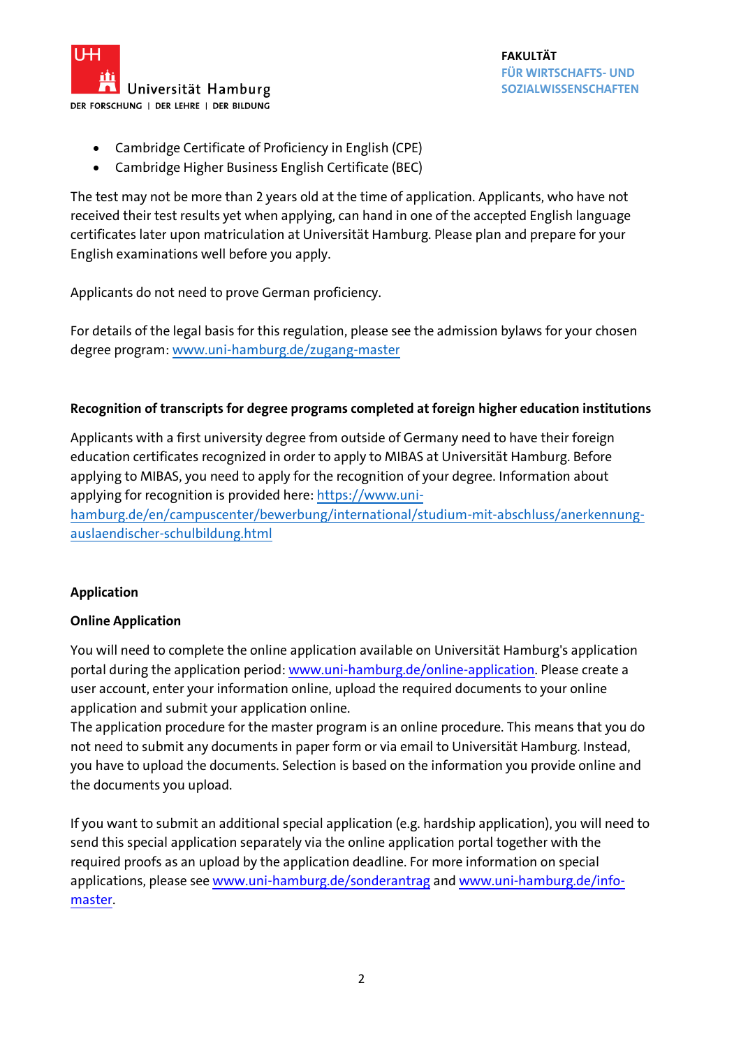- Cambridge Certificate of Proficiency in English (CPE)
- Cambridge Higher Business English Certificate (BEC)

The test may not be more than 2 years old at the time of application. Applicants, who have not received their test results yet when applying, can hand in one of the accepted English language certificates later upon matriculation at Universität Hamburg. Please plan and prepare for your English examinations well before you apply.

Applicants do not need to prove German proficiency.

For details of the legal basis for this regulation, please see the admission bylaws for your chosen degree program: [www.uni-hamburg.de/zugang-master](www.uni-hamburg.de/zugang-master)

**Recognition of transcripts for degree programs completed at foreign higher education institutions**

Applicants with a first university degree from outside of Germany need to have their foreign education certificates recognized in order to apply to MIBAS at Universität Hamburg. Before applying to MIBAS, you need to apply for the recognition of your degree. Information about applying for recognition is provided here: [https://www.uni-hamburg.de/en/campuscenter/bewerbung/international/studium-mit-abschluss/anerkennung-auslaendischer-schulbildung.html](https://www.uni-hamburg.de/en/campuscenter/bewerbung/international/studium-mit-abschluss/anerkennung-auslaendischer-schulbildung.html)

## Application

### Online Application

You will need to complete the online application available on Universität Hamburg's application portal during the application period: [www.uni-hamburg.de/online-application](www.uni-hamburg.de/online-application). Please create a user account, enter your information online, upload the required documents to your online application and submit your application online.
The application procedure for the master program is an online procedure. This means that you do not need to submit any documents in paper form or via email to Universität Hamburg. Instead, you have to upload the documents. Selection is based on the information you provide online and the documents you upload.

If you want to submit an additional special application (e.g. hardship application), you will need to send this special application separately via the online application portal together with the required proofs as an upload by the application deadline. For more information on special applications, please see [www.uni-hamburg.de/sonderantrag](www.uni-hamburg.de/sonderantrag) and [www.uni-hamburg.de/info-master](www.uni-hamburg.de/info-master).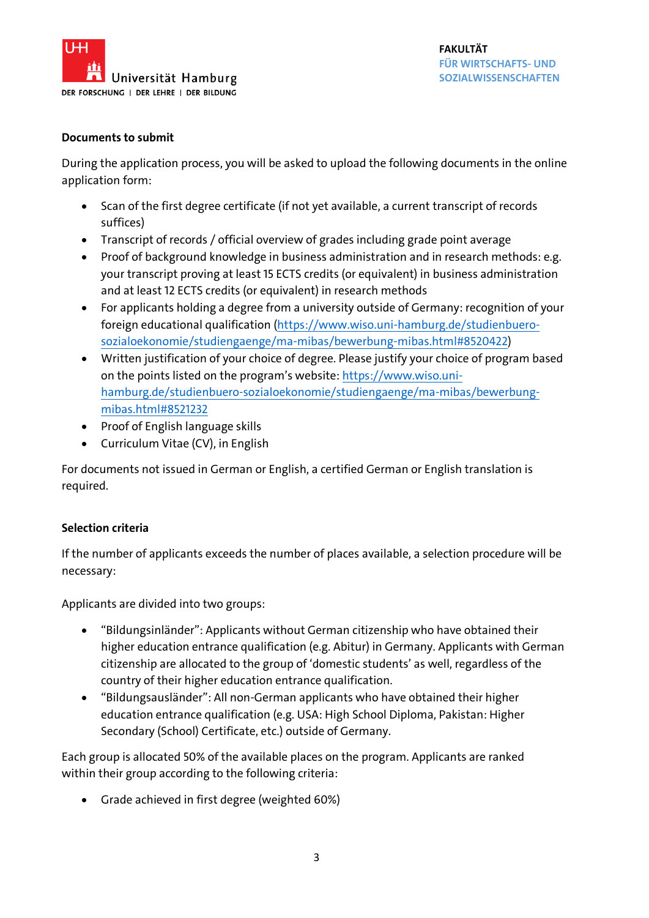**Documents to submit**

During the application process, you will be asked to upload the following documents in the online application form:

- Scan of the first degree certificate (if not yet available, a current transcript of records suffices)
- Transcript of records / official overview of grades including grade point average
- Proof of background knowledge in business administration and in research methods: e.g. your transcript proving at least 15 ECTS credits (or equivalent) in business administration and at least 12 ECTS credits (or equivalent) in research methods
- For applicants holding a degree from a university outside of Germany: recognition of your foreign educational qualification (https://www.wiso.uni-hamburg.de/studienbuero-sozialoekonomie/studiengaenge/ma-mibas/bewerbung-mibas.html#8520422)
- Written justification of your choice of degree. Please justify your choice of program based on the points listed on the program's website: https://www.wiso.uni-hamburg.de/studienbuero-sozialoekonomie/studiengaenge/ma-mibas/bewerbung-mibas.html#8521232
- Proof of English language skills
- Curriculum Vitae (CV), in English

For documents not issued in German or English, a certified German or English translation is required.

**Selection criteria**

If the number of applicants exceeds the number of places available, a selection procedure will be necessary:

Applicants are divided into two groups:

- "Bildungsinländer": Applicants without German citizenship who have obtained their higher education entrance qualification (e.g. Abitur) in Germany. Applicants with German citizenship are allocated to the group of 'domestic students' as well, regardless of the country of their higher education entrance qualification.
- "Bildungsausländer": All non-German applicants who have obtained their higher education entrance qualification (e.g. USA: High School Diploma, Pakistan: Higher Secondary (School) Certificate, etc.) outside of Germany.

Each group is allocated 50% of the available places on the program. Applicants are ranked within their group according to the following criteria:

- Grade achieved in first degree (weighted 60%)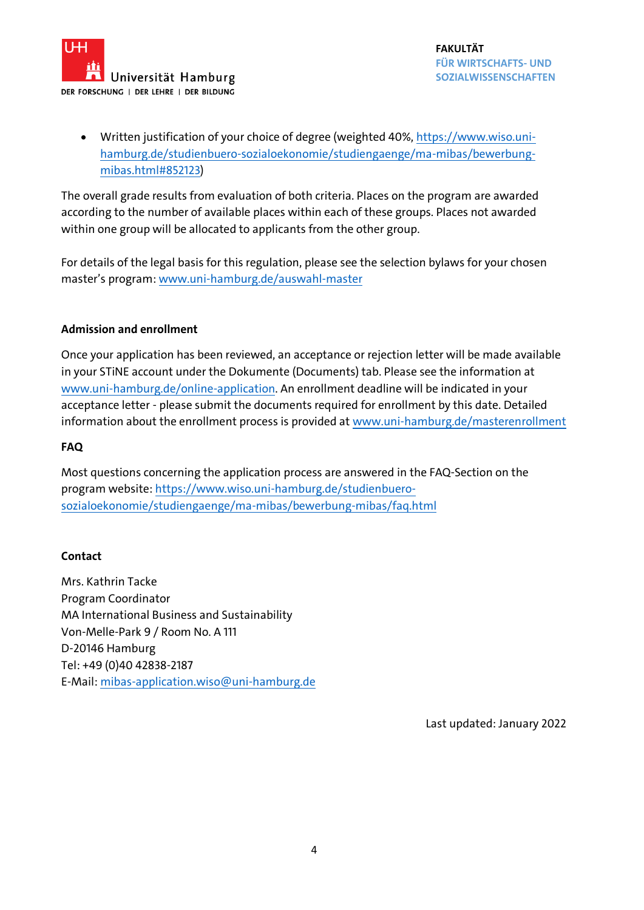- Written justification of your choice of degree (weighted 40%, https://www.wiso.uni-hamburg.de/studienbuero-sozialoekonomie/studiengaenge/ma-mibas/bewerbung-mibas.html#852123)

The overall grade results from evaluation of both criteria. Places on the program are awarded according to the number of available places within each of these groups. Places not awarded within one group will be allocated to applicants from the other group.

For details of the legal basis for this regulation, please see the selection bylaws for your chosen master's program: www.uni-hamburg.de/auswahl-master

### Admission and enrollment

Once your application has been reviewed, an acceptance or rejection letter will be made available in your STiNE account under the Dokumente (Documents) tab. Please see the information at www.uni-hamburg.de/online-application. An enrollment deadline will be indicated in your acceptance letter - please submit the documents required for enrollment by this date. Detailed information about the enrollment process is provided at www.uni-hamburg.de/masterenrollment

### FAQ

Most questions concerning the application process are answered in the FAQ-Section on the program website: https://www.wiso.uni-hamburg.de/studienbuero-sozialoekonomie/studiengaenge/ma-mibas/bewerbung-mibas/faq.html

### Contact

Mrs. Kathrin Tacke
Program Coordinator
MA International Business and Sustainability
Von-Melle-Park 9 / Room No. A 111
D-20146 Hamburg
Tel: +49 (0)40 42838-2187
E-Mail: mibas-application.wiso@uni-hamburg.de

Last updated: January 2022